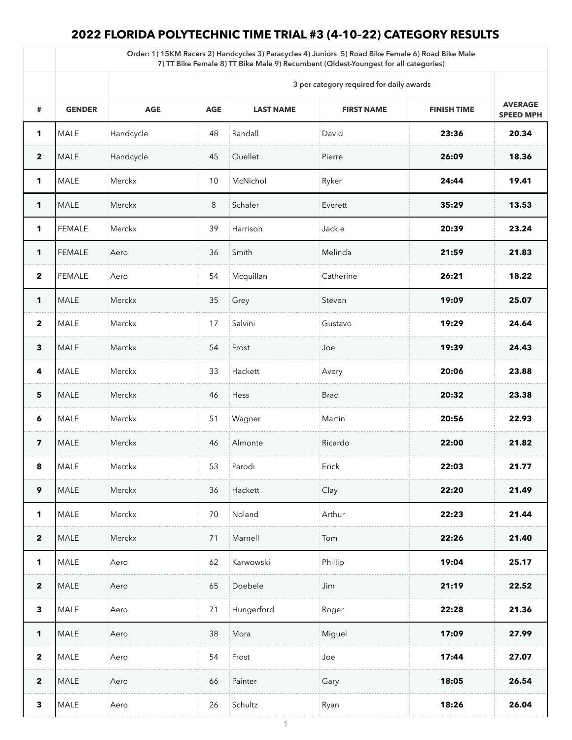# 2022 FLORIDA POLYTECHNIC TIME TRIAL #3 (4-10-22) CATEGORY RESULTS

| | Order: 1) 15KM Racers 2) Handcycles 3) Paracycles 4) Juniors 5) Road Bike Female 6) Road Bike Male 7) TT Bike Female 8) TT Bike Male 9) Recumbent (Oldest-Youngest for all categories) | | | | | | |
|---|---|---|---|---|---|---|---|
| | | | | 3 per category required for daily awards | | | |
| **#** | **GENDER** | **AGE** | **AGE** | **LAST NAME** | **FIRST NAME** | **FINISH TIME** | **AVERAGE SPEED MPH** |
| **1** | MALE | Handcycle | 48 | Randall | David | **23:36** | **20.34** |
| **2** | MALE | Handcycle | 45 | Ouellet | Pierre | **26:09** | **18.36** |
| **1** | MALE | Merckx | 10 | McNichol | Ryker | **24:44** | **19.41** |
| **1** | MALE | Merckx | 8 | Schafer | Everett | **35:29** | **13.53** |
| **1** | FEMALE | Merckx | 39 | Harrison | Jackie | **20:39** | **23.24** |
| **1** | FEMALE | Aero | 36 | Smith | Melinda | **21:59** | **21.83** |
| **2** | FEMALE | Aero | 54 | Mcquillan | Catherine | **26:21** | **18.22** |
| **1** | MALE | Merckx | 35 | Grey | Steven | **19:09** | **25.07** |
| **2** | MALE | Merckx | 17 | Salvini | Gustavo | **19:29** | **24.64** |
| **3** | MALE | Merckx | 54 | Frost | Joe | **19:39** | **24.43** |
| **4** | MALE | Merckx | 33 | Hackett | Avery | **20:06** | **23.88** |
| **5** | MALE | Merckx | 46 | Hess | Brad | **20:32** | **23.38** |
| **6** | MALE | Merckx | 51 | Wagner | Martin | **20:56** | **22.93** |
| **7** | MALE | Merckx | 46 | Almonte | Ricardo | **22:00** | **21.82** |
| **8** | MALE | Merckx | 53 | Parodi | Erick | **22:03** | **21.77** |
| **9** | MALE | Merckx | 36 | Hackett | Clay | **22:20** | **21.49** |
| **1** | MALE | Merckx | 70 | Noland | Arthur | **22:23** | **21.44** |
| **2** | MALE | Merckx | 71 | Marnell | Tom | **22:26** | **21.40** |
| **1** | MALE | Aero | 62 | Karwowski | Phillip | **19:04** | **25.17** |
| **2** | MALE | Aero | 65 | Doebele | Jim | **21:19** | **22.52** |
| **3** | MALE | Aero | 71 | Hungerford | Roger | **22:28** | **21.36** |
| **1** | MALE | Aero | 38 | Mora | Miguel | **17:09** | **27.99** |
| **2** | MALE | Aero | 54 | Frost | Joe | **17:44** | **27.07** |
| **2** | MALE | Aero | 66 | Painter | Gary | **18:05** | **26.54** |
| **3** | MALE | Aero | 26 | Schultz | Ryan | **18:26** | **26.04** |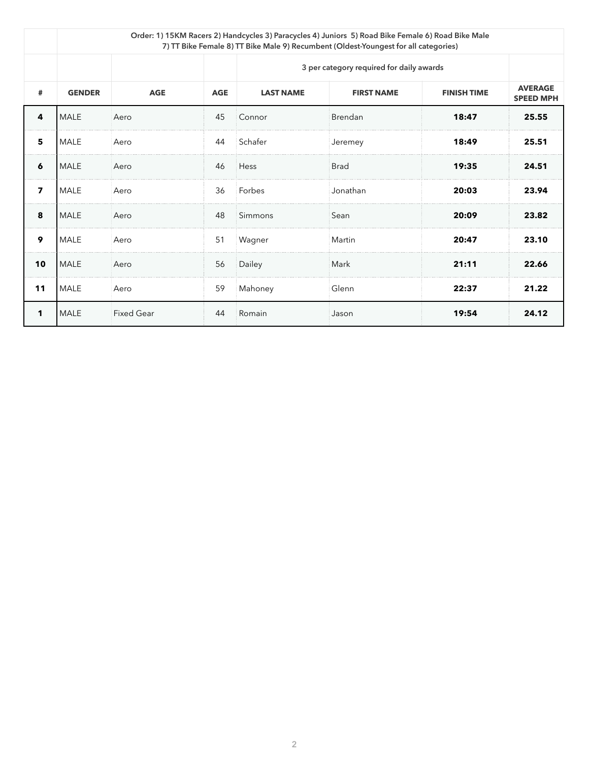| | Order: 1) 15KM Racers 2) Handcycles 3) Paracycles 4) Juniors 5) Road Bike Female 6) Road Bike Male 7) TT Bike Female 8) TT Bike Male 9) Recumbent (Oldest-Youngest for all categories) | | | | | | |
|---|---|---|---|---|---|---|---|
| | | | | 3 per category required for daily awards | | | |
| **#** | **GENDER** | **AGE** | **AGE** | **LAST NAME** | **FIRST NAME** | **FINISH TIME** | **AVERAGE SPEED MPH** |
| **4** | MALE | Aero | 45 | Connor | Brendan | **18:47** | **25.55** |
| **5** | MALE | Aero | 44 | Schafer | Jeremey | **18:49** | **25.51** |
| **6** | MALE | Aero | 46 | Hess | Brad | **19:35** | **24.51** |
| **7** | MALE | Aero | 36 | Forbes | Jonathan | **20:03** | **23.94** |
| **8** | MALE | Aero | 48 | Simmons | Sean | **20:09** | **23.82** |
| **9** | MALE | Aero | 51 | Wagner | Martin | **20:47** | **23.10** |
| **10** | MALE | Aero | 56 | Dailey | Mark | **21:11** | **22.66** |
| **11** | MALE | Aero | 59 | Mahoney | Glenn | **22:37** | **21.22** |
| **1** | MALE | Fixed Gear | 44 | Romain | Jason | **19:54** | **24.12** |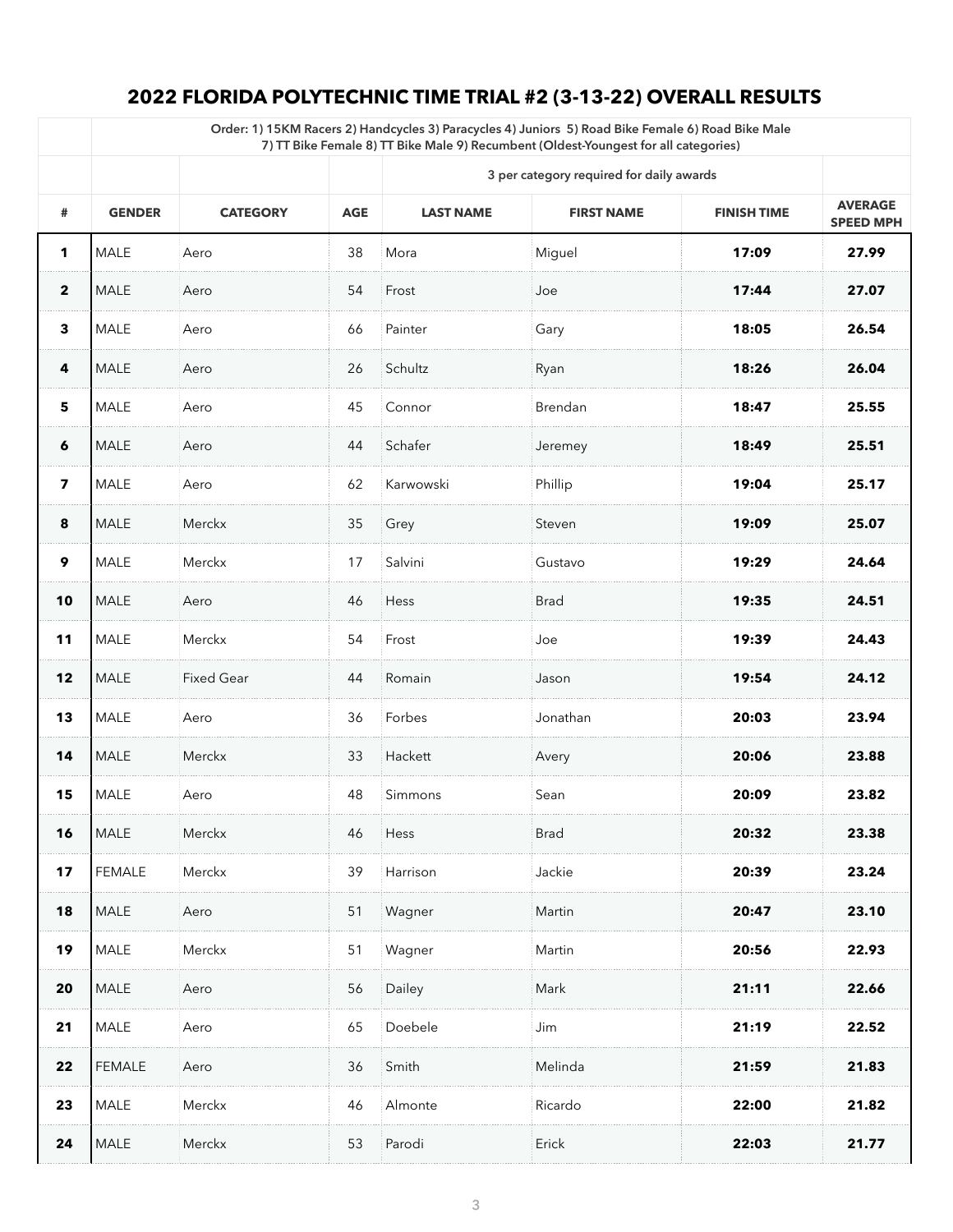# 2022 FLORIDA POLYTECHNIC TIME TRIAL #2 (3-13-22) OVERALL RESULTS

| | Order: 1) 15KM Racers 2) Handcycles 3) Paracycles 4) Juniors 5) Road Bike Female 6) Road Bike Male 7) TT Bike Female 8) TT Bike Male 9) Recumbent (Oldest-Youngest for all categories) | | | | | | |
|---|---|---|---|---|---|---|---|
| | | | | 3 per category required for daily awards | | | |
| **#** | **GENDER** | **CATEGORY** | **AGE** | **LAST NAME** | **FIRST NAME** | **FINISH TIME** | **AVERAGE SPEED MPH** |
| **1** | MALE | Aero | 38 | Mora | Miguel | **17:09** | **27.99** |
| **2** | MALE | Aero | 54 | Frost | Joe | **17:44** | **27.07** |
| **3** | MALE | Aero | 66 | Painter | Gary | **18:05** | **26.54** |
| **4** | MALE | Aero | 26 | Schultz | Ryan | **18:26** | **26.04** |
| **5** | MALE | Aero | 45 | Connor | Brendan | **18:47** | **25.55** |
| **6** | MALE | Aero | 44 | Schafer | Jeremey | **18:49** | **25.51** |
| **7** | MALE | Aero | 62 | Karwowski | Phillip | **19:04** | **25.17** |
| **8** | MALE | Merckx | 35 | Grey | Steven | **19:09** | **25.07** |
| **9** | MALE | Merckx | 17 | Salvini | Gustavo | **19:29** | **24.64** |
| **10** | MALE | Aero | 46 | Hess | Brad | **19:35** | **24.51** |
| **11** | MALE | Merckx | 54 | Frost | Joe | **19:39** | **24.43** |
| **12** | MALE | Fixed Gear | 44 | Romain | Jason | **19:54** | **24.12** |
| **13** | MALE | Aero | 36 | Forbes | Jonathan | **20:03** | **23.94** |
| **14** | MALE | Merckx | 33 | Hackett | Avery | **20:06** | **23.88** |
| **15** | MALE | Aero | 48 | Simmons | Sean | **20:09** | **23.82** |
| **16** | MALE | Merckx | 46 | Hess | Brad | **20:32** | **23.38** |
| **17** | FEMALE | Merckx | 39 | Harrison | Jackie | **20:39** | **23.24** |
| **18** | MALE | Aero | 51 | Wagner | Martin | **20:47** | **23.10** |
| **19** | MALE | Merckx | 51 | Wagner | Martin | **20:56** | **22.93** |
| **20** | MALE | Aero | 56 | Dailey | Mark | **21:11** | **22.66** |
| **21** | MALE | Aero | 65 | Doebele | Jim | **21:19** | **22.52** |
| **22** | FEMALE | Aero | 36 | Smith | Melinda | **21:59** | **21.83** |
| **23** | MALE | Merckx | 46 | Almonte | Ricardo | **22:00** | **21.82** |
| **24** | MALE | Merckx | 53 | Parodi | Erick | **22:03** | **21.77** |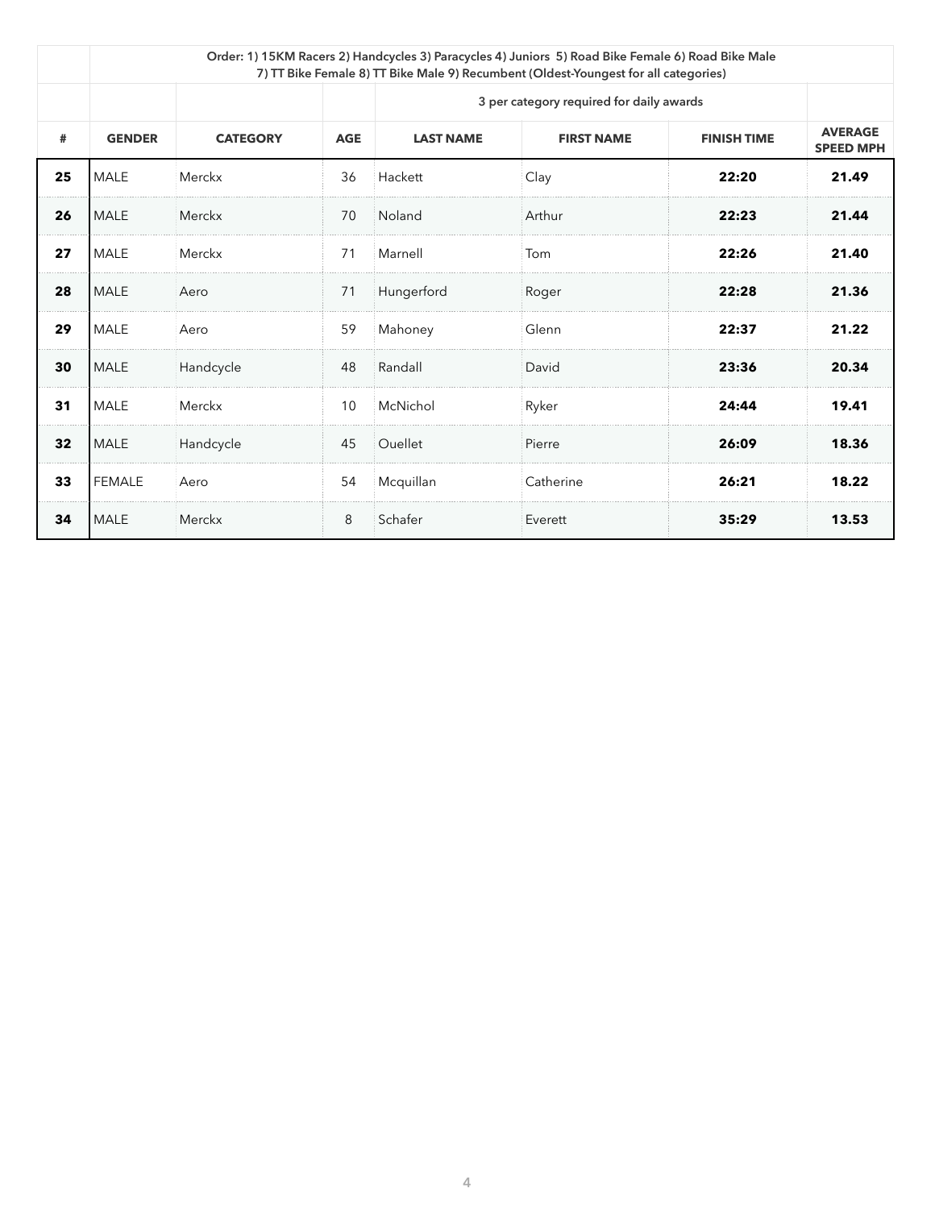| | Order: 1) 15KM Racers 2) Handcycles 3) Paracycles 4) Juniors 5) Road Bike Female 6) Road Bike Male 7) TT Bike Female 8) TT Bike Male 9) Recumbent (Oldest-Youngest for all categories) | | | | | | |
|---|---|---|---|---|---|---|---|
| | | | | 3 per category required for daily awards | | | |
| **#** | **GENDER** | **CATEGORY** | **AGE** | **LAST NAME** | **FIRST NAME** | **FINISH TIME** | **AVERAGE SPEED MPH** |
| **25** | MALE | Merckx | 36 | Hackett | Clay | **22:20** | **21.49** |
| **26** | MALE | Merckx | 70 | Noland | Arthur | **22:23** | **21.44** |
| **27** | MALE | Merckx | 71 | Marnell | Tom | **22:26** | **21.40** |
| **28** | MALE | Aero | 71 | Hungerford | Roger | **22:28** | **21.36** |
| **29** | MALE | Aero | 59 | Mahoney | Glenn | **22:37** | **21.22** |
| **30** | MALE | Handcycle | 48 | Randall | David | **23:36** | **20.34** |
| **31** | MALE | Merckx | 10 | McNichol | Ryker | **24:44** | **19.41** |
| **32** | MALE | Handcycle | 45 | Ouellet | Pierre | **26:09** | **18.36** |
| **33** | FEMALE | Aero | 54 | Mcquillan | Catherine | **26:21** | **18.22** |
| **34** | MALE | Merckx | 8 | Schafer | Everett | **35:29** | **13.53** |